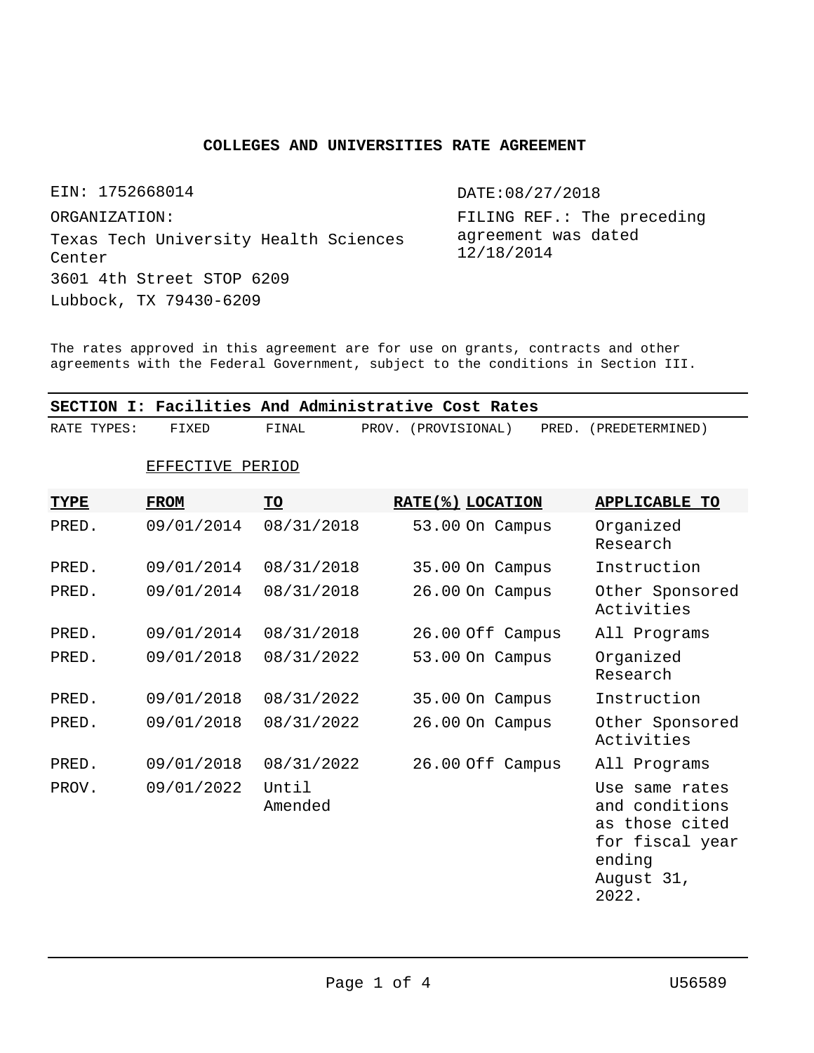# COLLEGES AND UNIVERSITIES RATE AGREEMENT

EIN: 1752668014

ORGANIZATION:

Texas Tech University Health Sciences Center
3601 4th Street STOP 6209
Lubbock, TX 79430-6209

DATE:08/27/2018

FILING REF.: The preceding agreement was dated 12/18/2014

The rates approved in this agreement are for use on grants, contracts and other agreements with the Federal Government, subject to the conditions in Section III.

## SECTION I: Facilities And Administrative Cost Rates

RATE TYPES: FIXED FINAL PROV. (PROVISIONAL) PRED. (PREDETERMINED)

| TYPE | EFFECTIVE PERIOD FROM | TO | RATE(%) | LOCATION | APPLICABLE TO |
|---|---|---|---|---|---|
| PRED. | 09/01/2014 | 08/31/2018 | 53.00 | On Campus | Organized Research |
| PRED. | 09/01/2014 | 08/31/2018 | 35.00 | On Campus | Instruction |
| PRED. | 09/01/2014 | 08/31/2018 | 26.00 | On Campus | Other Sponsored Activities |
| PRED. | 09/01/2014 | 08/31/2018 | 26.00 | Off Campus | All Programs |
| PRED. | 09/01/2018 | 08/31/2022 | 53.00 | On Campus | Organized Research |
| PRED. | 09/01/2018 | 08/31/2022 | 35.00 | On Campus | Instruction |
| PRED. | 09/01/2018 | 08/31/2022 | 26.00 | On Campus | Other Sponsored Activities |
| PRED. | 09/01/2018 | 08/31/2022 | 26.00 | Off Campus | All Programs |
| PROV. | 09/01/2022 | Until Amended | | | Use same rates and conditions as those cited for fiscal year ending August 31, 2022. |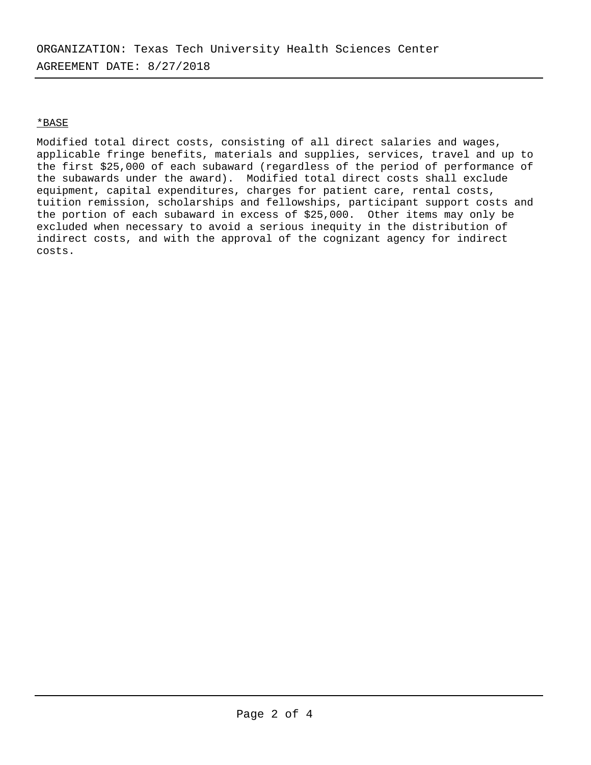ORGANIZATION: Texas Tech University Health Sciences Center

AGREEMENT DATE: 8/27/2018

*BASE

Modified total direct costs, consisting of all direct salaries and wages, applicable fringe benefits, materials and supplies, services, travel and up to the first $25,000 of each subaward (regardless of the period of performance of the subawards under the award). Modified total direct costs shall exclude equipment, capital expenditures, charges for patient care, rental costs, tuition remission, scholarships and fellowships, participant support costs and the portion of each subaward in excess of $25,000. Other items may only be excluded when necessary to avoid a serious inequity in the distribution of indirect costs, and with the approval of the cognizant agency for indirect costs.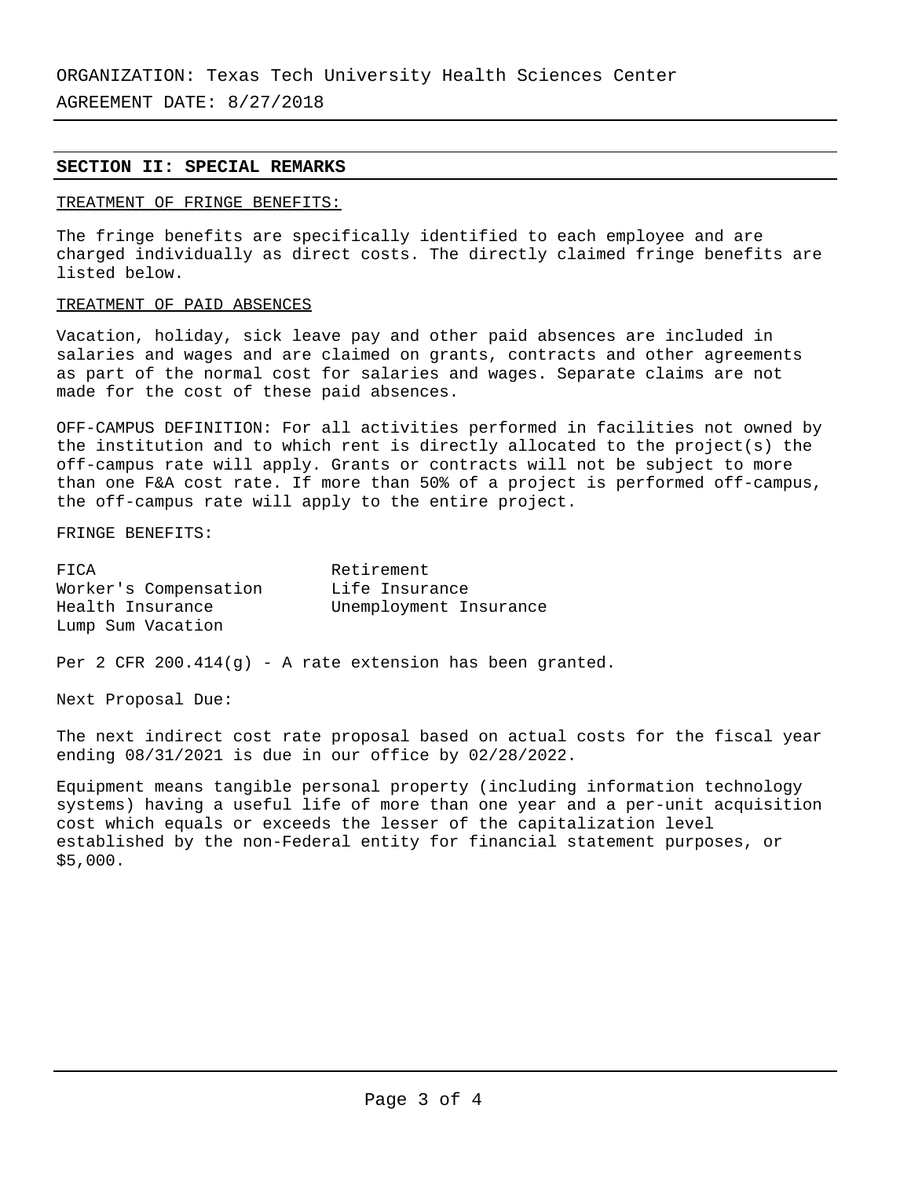ORGANIZATION: Texas Tech University Health Sciences Center

AGREEMENT DATE: 8/27/2018

## SECTION II: SPECIAL REMARKS

TREATMENT OF FRINGE BENEFITS:

The fringe benefits are specifically identified to each employee and are charged individually as direct costs. The directly claimed fringe benefits are listed below.

TREATMENT OF PAID ABSENCES

Vacation, holiday, sick leave pay and other paid absences are included in salaries and wages and are claimed on grants, contracts and other agreements as part of the normal cost for salaries and wages. Separate claims are not made for the cost of these paid absences.

OFF-CAMPUS DEFINITION: For all activities performed in facilities not owned by the institution and to which rent is directly allocated to the project(s) the off-campus rate will apply. Grants or contracts will not be subject to more than one F&A cost rate. If more than 50% of a project is performed off-campus, the off-campus rate will apply to the entire project.

FRINGE BENEFITS:

| | |
|---|---|
| FICA | Retirement |
| Worker's Compensation | Life Insurance |
| Health Insurance | Unemployment Insurance |
| Lump Sum Vacation | |

Per 2 CFR 200.414(g) - A rate extension has been granted.

Next Proposal Due:

The next indirect cost rate proposal based on actual costs for the fiscal year ending 08/31/2021 is due in our office by 02/28/2022.

Equipment means tangible personal property (including information technology systems) having a useful life of more than one year and a per-unit acquisition cost which equals or exceeds the lesser of the capitalization level established by the non-Federal entity for financial statement purposes, or $5,000.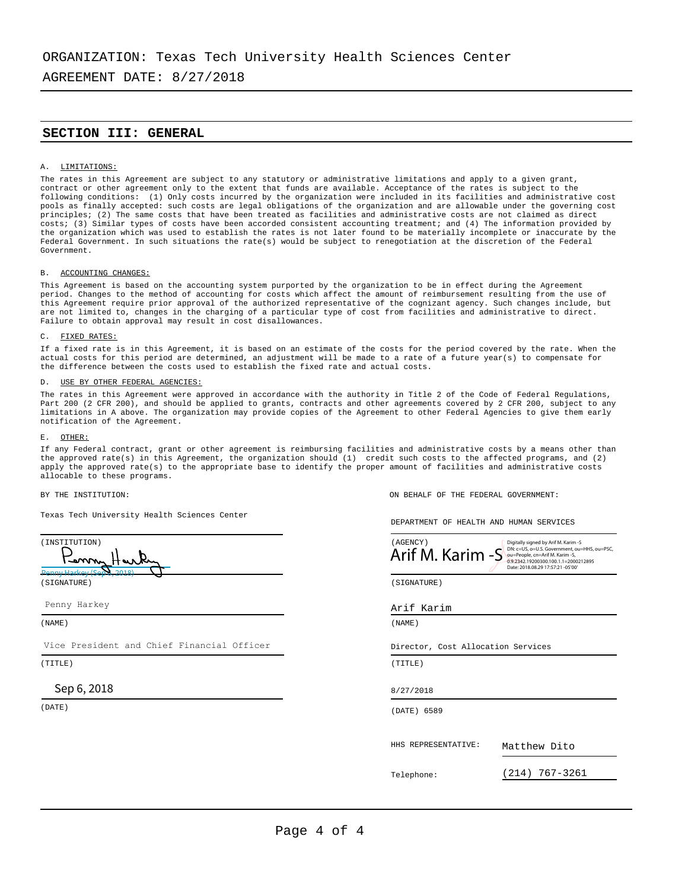ORGANIZATION: Texas Tech University Health Sciences Center

AGREEMENT DATE: 8/27/2018

## SECTION III: GENERAL

A. LIMITATIONS:

The rates in this Agreement are subject to any statutory or administrative limitations and apply to a given grant, contract or other agreement only to the extent that funds are available. Acceptance of the rates is subject to the following conditions: (1) Only costs incurred by the organization were included in its facilities and administrative cost pools as finally accepted: such costs are legal obligations of the organization and are allowable under the governing cost principles; (2) The same costs that have been treated as facilities and administrative costs are not claimed as direct costs; (3) Similar types of costs have been accorded consistent accounting treatment; and (4) The information provided by the organization which was used to establish the rates is not later found to be materially incomplete or inaccurate by the Federal Government. In such situations the rate(s) would be subject to renegotiation at the discretion of the Federal Government.

B. ACCOUNTING CHANGES:

This Agreement is based on the accounting system purported by the organization to be in effect during the Agreement period. Changes to the method of accounting for costs which affect the amount of reimbursement resulting from the use of this Agreement require prior approval of the authorized representative of the cognizant agency. Such changes include, but are not limited to, changes in the charging of a particular type of cost from facilities and administrative to direct. Failure to obtain approval may result in cost disallowances.

C. FIXED RATES:

If a fixed rate is in this Agreement, it is based on an estimate of the costs for the period covered by the rate. When the actual costs for this period are determined, an adjustment will be made to a rate of a future year(s) to compensate for the difference between the costs used to establish the fixed rate and actual costs.

D. USE BY OTHER FEDERAL AGENCIES:

The rates in this Agreement were approved in accordance with the authority in Title 2 of the Code of Federal Regulations, Part 200 (2 CFR 200), and should be applied to grants, contracts and other agreements covered by 2 CFR 200, subject to any limitations in A above. The organization may provide copies of the Agreement to other Federal Agencies to give them early notification of the Agreement.

E. OTHER:

If any Federal contract, grant or other agreement is reimbursing facilities and administrative costs by a means other than the approved rate(s) in this Agreement, the organization should (1) credit such costs to the affected programs, and (2) apply the approved rate(s) to the appropriate base to identify the proper amount of facilities and administrative costs allocable to these programs.

BY THE INSTITUTION:

Texas Tech University Health Sciences Center

(INSTITUTION)

Penny Harkey (Sep 6, 2018)

(SIGNATURE)

Penny Harkey

(NAME)

Vice President and Chief Financial Officer

(TITLE)

Sep 6, 2018

(DATE)

ON BEHALF OF THE FEDERAL GOVERNMENT:

DEPARTMENT OF HEALTH AND HUMAN SERVICES

(AGENCY)

Arif M. Karim -S
Digitally signed by Arif M. Karim -S
DN: c=US, o=U.S. Government, ou=HHS, ou=PSC, ou=People, cn=Arif M. Karim -S, 0.9.2342.19200300.100.1.1=2000212895
Date: 2018.08.29 17:57:21 -05'00'

(SIGNATURE)

Arif Karim

(NAME)

Director, Cost Allocation Services

(TITLE)

8/27/2018

(DATE) 6589

HHS REPRESENTATIVE: Matthew Dito

Telephone: (214) 767-3261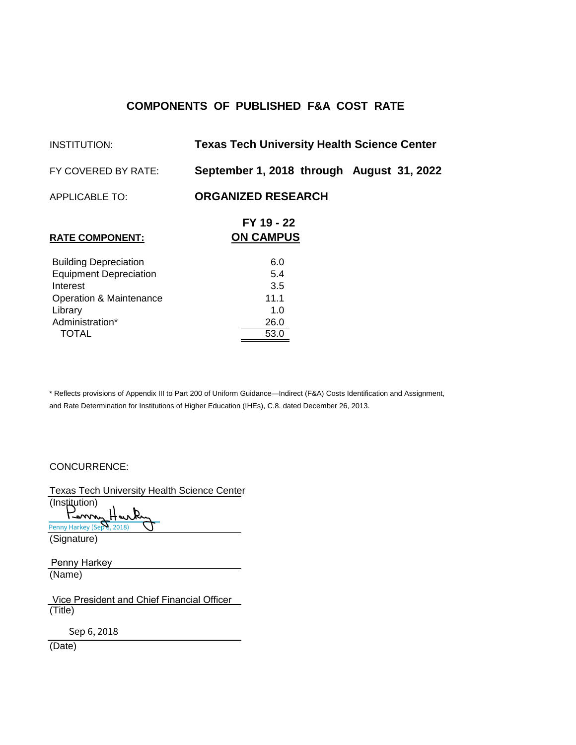## COMPONENTS OF PUBLISHED F&A COST RATE

INSTITUTION: **Texas Tech University Health Science Center**

FY COVERED BY RATE: **September 1, 2018 through August 31, 2022**

APPLICABLE TO: **ORGANIZED RESEARCH**

| **RATE COMPONENT:** | **FY 19 - 22 ON CAMPUS** |
|---|---|
| Building Depreciation | 6.0 |
| Equipment Depreciation | 5.4 |
| Interest | 3.5 |
| Operation & Maintenance | 11.1 |
| Library | 1.0 |
| Administration* | 26.0 |
| TOTAL | 53.0 |

* Reflects provisions of Appendix III to Part 200 of Uniform Guidance—Indirect (F&A) Costs Identification and Assignment, and Rate Determination for Institutions of Higher Education (IHEs), C.8. dated December 26, 2013.

CONCURRENCE:

Texas Tech University Health Science Center
(Institution)

Penny Harkey (Sep 6, 2018)
(Signature)

Penny Harkey
(Name)

Vice President and Chief Financial Officer
(Title)

Sep 6, 2018
(Date)